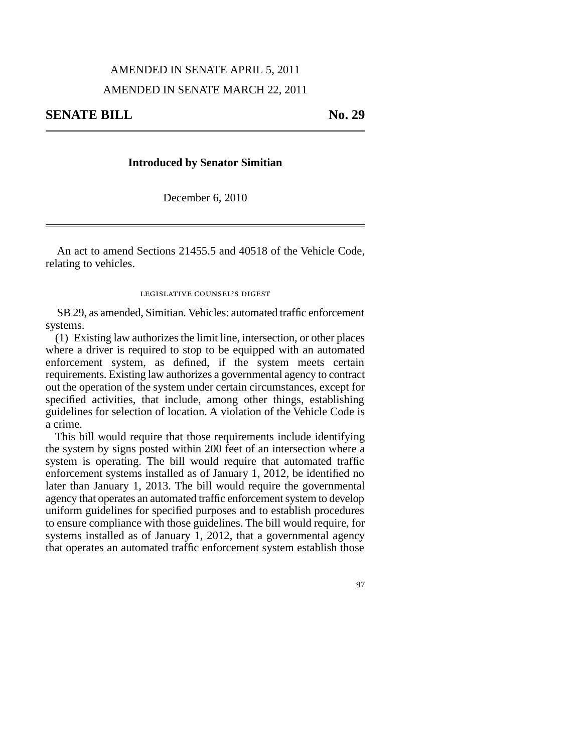AMENDED IN SENATE APRIL 5, 2011

AMENDED IN SENATE MARCH 22, 2011

# SENATE BILL No. 29

**Introduced by Senator Simitian**

December 6, 2010

An act to amend Sections 21455.5 and 40518 of the Vehicle Code, relating to vehicles.

## LEGISLATIVE COUNSEL'S DIGEST

SB 29, as amended, Simitian. Vehicles: automated traffic enforcement systems.

(1) Existing law authorizes the limit line, intersection, or other places where a driver is required to stop to be equipped with an automated enforcement system, as defined, if the system meets certain requirements. Existing law authorizes a governmental agency to contract out the operation of the system under certain circumstances, except for specified activities, that include, among other things, establishing guidelines for selection of location. A violation of the Vehicle Code is a crime.

This bill would require that those requirements include identifying the system by signs posted within 200 feet of an intersection where a system is operating. The bill would require that automated traffic enforcement systems installed as of January 1, 2012, be identified no later than January 1, 2013. The bill would require the governmental agency that operates an automated traffic enforcement system to develop uniform guidelines for specified purposes and to establish procedures to ensure compliance with those guidelines. The bill would require, for systems installed as of January 1, 2012, that a governmental agency that operates an automated traffic enforcement system establish those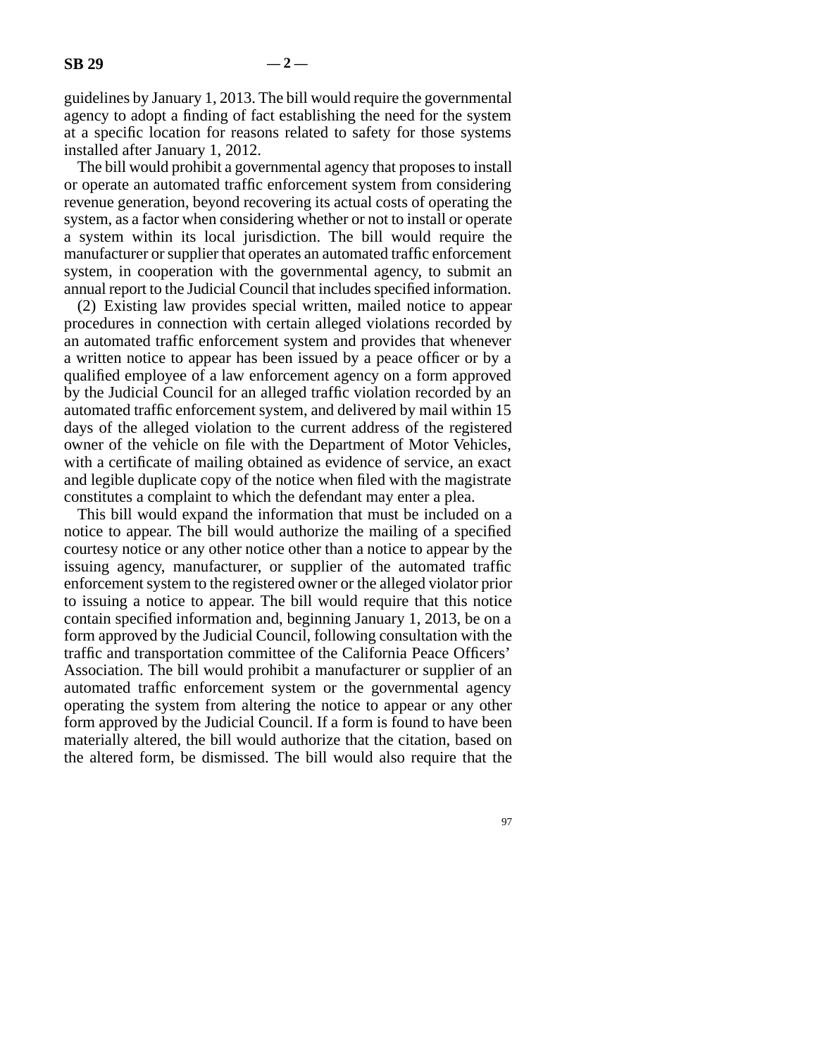guidelines by January 1, 2013. The bill would require the governmental agency to adopt a finding of fact establishing the need for the system at a specific location for reasons related to safety for those systems installed after January 1, 2012.

The bill would prohibit a governmental agency that proposes to install or operate an automated traffic enforcement system from considering revenue generation, beyond recovering its actual costs of operating the system, as a factor when considering whether or not to install or operate a system within its local jurisdiction. The bill would require the manufacturer or supplier that operates an automated traffic enforcement system, in cooperation with the governmental agency, to submit an annual report to the Judicial Council that includes specified information.

(2) Existing law provides special written, mailed notice to appear procedures in connection with certain alleged violations recorded by an automated traffic enforcement system and provides that whenever a written notice to appear has been issued by a peace officer or by a qualified employee of a law enforcement agency on a form approved by the Judicial Council for an alleged traffic violation recorded by an automated traffic enforcement system, and delivered by mail within 15 days of the alleged violation to the current address of the registered owner of the vehicle on file with the Department of Motor Vehicles, with a certificate of mailing obtained as evidence of service, an exact and legible duplicate copy of the notice when filed with the magistrate constitutes a complaint to which the defendant may enter a plea.

This bill would expand the information that must be included on a notice to appear. The bill would authorize the mailing of a specified courtesy notice or any other notice other than a notice to appear by the issuing agency, manufacturer, or supplier of the automated traffic enforcement system to the registered owner or the alleged violator prior to issuing a notice to appear. The bill would require that this notice contain specified information and, beginning January 1, 2013, be on a form approved by the Judicial Council, following consultation with the traffic and transportation committee of the California Peace Officers' Association. The bill would prohibit a manufacturer or supplier of an automated traffic enforcement system or the governmental agency operating the system from altering the notice to appear or any other form approved by the Judicial Council. If a form is found to have been materially altered, the bill would authorize that the citation, based on the altered form, be dismissed. The bill would also require that the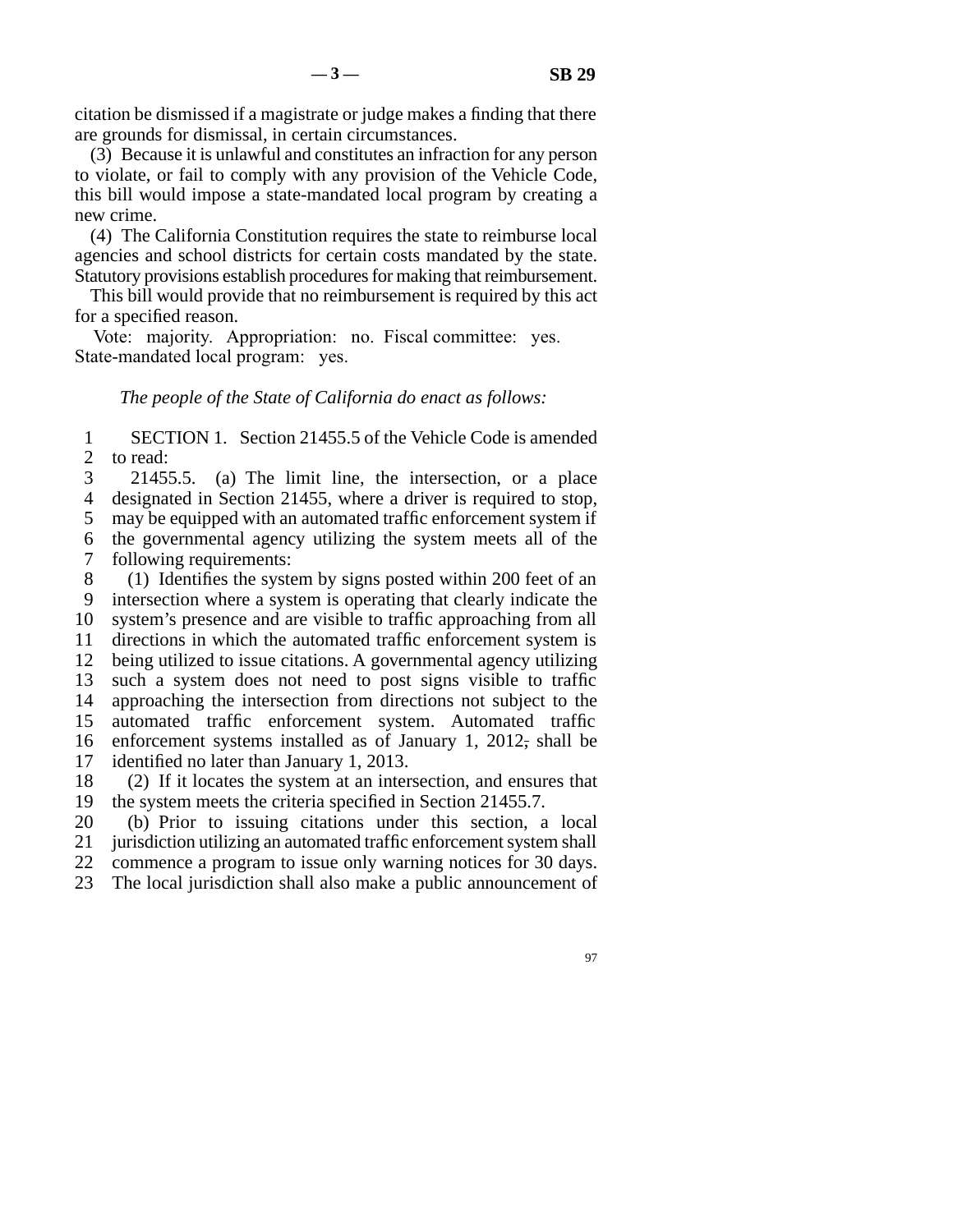citation be dismissed if a magistrate or judge makes a finding that there are grounds for dismissal, in certain circumstances.

(3) Because it is unlawful and constitutes an infraction for any person to violate, or fail to comply with any provision of the Vehicle Code, this bill would impose a state-mandated local program by creating a new crime.

(4) The California Constitution requires the state to reimburse local agencies and school districts for certain costs mandated by the state. Statutory provisions establish procedures for making that reimbursement.

This bill would provide that no reimbursement is required by this act for a specified reason.

Vote: majority. Appropriation: no. Fiscal committee: yes. State-mandated local program: yes.

*The people of the State of California do enact as follows:*

1 SECTION 1. Section 21455.5 of the Vehicle Code is amended
2 to read:
3 21455.5. (a) The limit line, the intersection, or a place
4 designated in Section 21455, where a driver is required to stop,
5 may be equipped with an automated traffic enforcement system if
6 the governmental agency utilizing the system meets all of the
7 following requirements:
8 (1) Identifies the system by signs posted within 200 feet of an
9 intersection where a system is operating that clearly indicate the
10 system's presence and are visible to traffic approaching from all
11 directions in which the automated traffic enforcement system is
12 being utilized to issue citations. A governmental agency utilizing
13 such a system does not need to post signs visible to traffic
14 approaching the intersection from directions not subject to the
15 automated traffic enforcement system. Automated traffic
16 enforcement systems installed as of January 1, 2012, shall be
17 identified no later than January 1, 2013.
18 (2) If it locates the system at an intersection, and ensures that
19 the system meets the criteria specified in Section 21455.7.
20 (b) Prior to issuing citations under this section, a local
21 jurisdiction utilizing an automated traffic enforcement system shall
22 commence a program to issue only warning notices for 30 days.
23 The local jurisdiction shall also make a public announcement of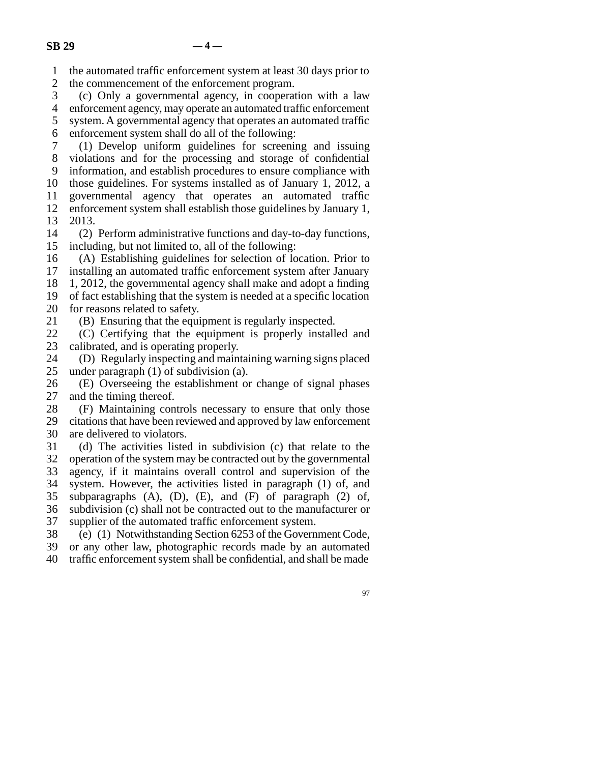the automated traffic enforcement system at least 30 days prior to the commencement of the enforcement program.

(c) Only a governmental agency, in cooperation with a law enforcement agency, may operate an automated traffic enforcement system. A governmental agency that operates an automated traffic enforcement system shall do all of the following:

(1) Develop uniform guidelines for screening and issuing violations and for the processing and storage of confidential information, and establish procedures to ensure compliance with those guidelines. For systems installed as of January 1, 2012, a governmental agency that operates an automated traffic enforcement system shall establish those guidelines by January 1, 2013.

(2) Perform administrative functions and day-to-day functions, including, but not limited to, all of the following:

(A) Establishing guidelines for selection of location. Prior to installing an automated traffic enforcement system after January 1, 2012, the governmental agency shall make and adopt a finding of fact establishing that the system is needed at a specific location for reasons related to safety.

(B) Ensuring that the equipment is regularly inspected.

(C) Certifying that the equipment is properly installed and calibrated, and is operating properly.

(D) Regularly inspecting and maintaining warning signs placed under paragraph (1) of subdivision (a).

(E) Overseeing the establishment or change of signal phases and the timing thereof.

(F) Maintaining controls necessary to ensure that only those citations that have been reviewed and approved by law enforcement are delivered to violators.

(d) The activities listed in subdivision (c) that relate to the operation of the system may be contracted out by the governmental agency, if it maintains overall control and supervision of the system. However, the activities listed in paragraph (1) of, and subparagraphs (A), (D), (E), and (F) of paragraph (2) of, subdivision (c) shall not be contracted out to the manufacturer or supplier of the automated traffic enforcement system.

(e) (1) Notwithstanding Section 6253 of the Government Code, or any other law, photographic records made by an automated traffic enforcement system shall be confidential, and shall be made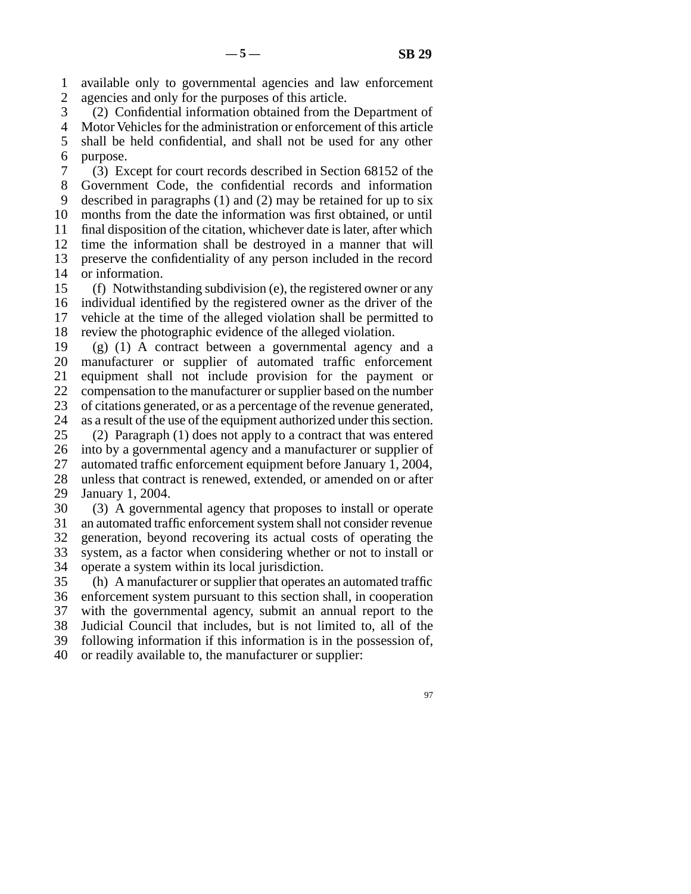available only to governmental agencies and law enforcement agencies and only for the purposes of this article.

(2) Confidential information obtained from the Department of Motor Vehicles for the administration or enforcement of this article shall be held confidential, and shall not be used for any other purpose.

(3) Except for court records described in Section 68152 of the Government Code, the confidential records and information described in paragraphs (1) and (2) may be retained for up to six months from the date the information was first obtained, or until final disposition of the citation, whichever date is later, after which time the information shall be destroyed in a manner that will preserve the confidentiality of any person included in the record or information.

(f) Notwithstanding subdivision (e), the registered owner or any individual identified by the registered owner as the driver of the vehicle at the time of the alleged violation shall be permitted to review the photographic evidence of the alleged violation.

(g) (1) A contract between a governmental agency and a manufacturer or supplier of automated traffic enforcement equipment shall not include provision for the payment or compensation to the manufacturer or supplier based on the number of citations generated, or as a percentage of the revenue generated, as a result of the use of the equipment authorized under this section.

(2) Paragraph (1) does not apply to a contract that was entered into by a governmental agency and a manufacturer or supplier of automated traffic enforcement equipment before January 1, 2004, unless that contract is renewed, extended, or amended on or after January 1, 2004.

(3) A governmental agency that proposes to install or operate an automated traffic enforcement system shall not consider revenue generation, beyond recovering its actual costs of operating the system, as a factor when considering whether or not to install or operate a system within its local jurisdiction.

(h) A manufacturer or supplier that operates an automated traffic enforcement system pursuant to this section shall, in cooperation with the governmental agency, submit an annual report to the Judicial Council that includes, but is not limited to, all of the following information if this information is in the possession of, or readily available to, the manufacturer or supplier: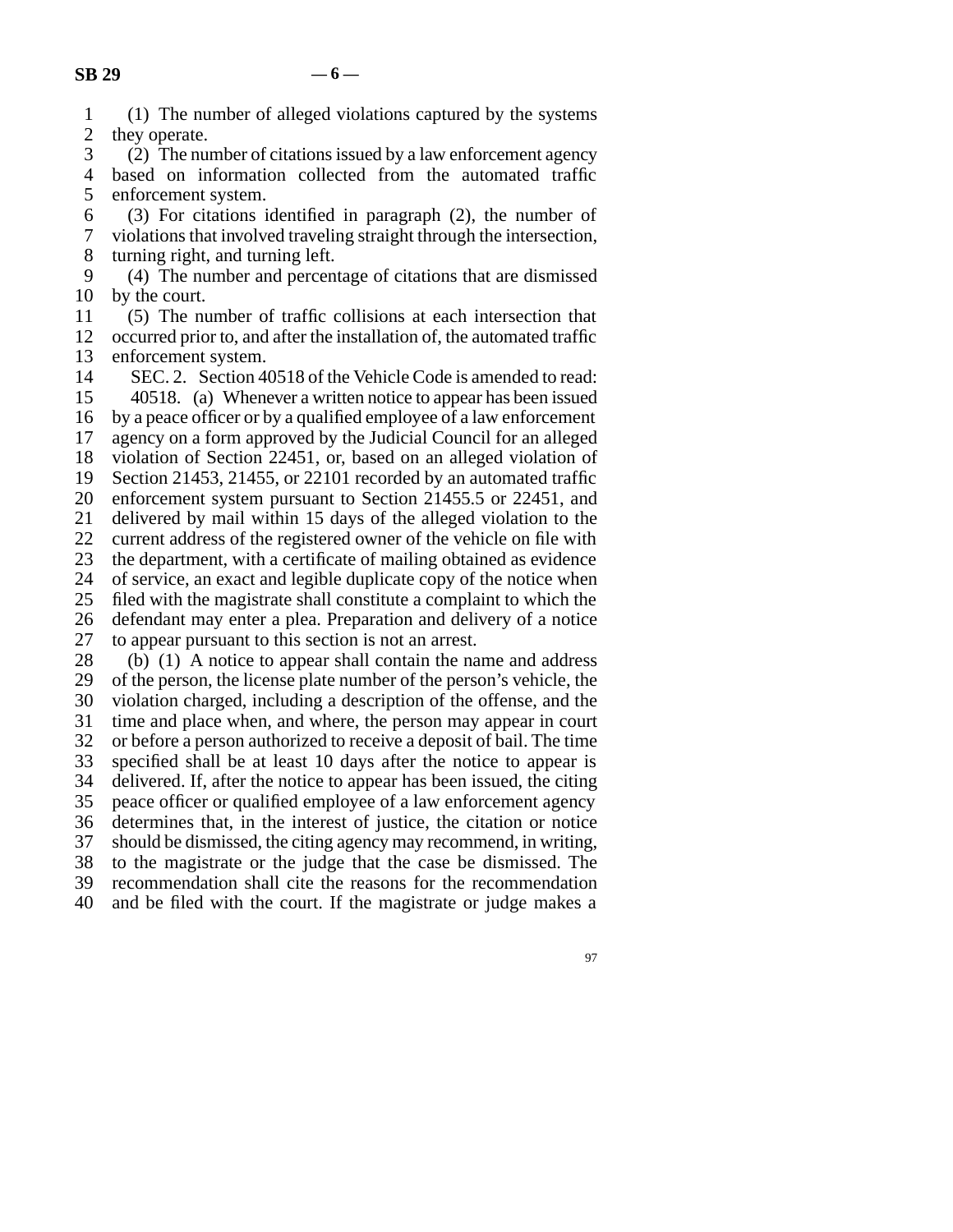(1) The number of alleged violations captured by the systems they operate.

(2) The number of citations issued by a law enforcement agency based on information collected from the automated traffic enforcement system.

(3) For citations identified in paragraph (2), the number of violations that involved traveling straight through the intersection, turning right, and turning left.

(4) The number and percentage of citations that are dismissed by the court.

(5) The number of traffic collisions at each intersection that occurred prior to, and after the installation of, the automated traffic enforcement system.

SEC. 2. Section 40518 of the Vehicle Code is amended to read:

40518. (a) Whenever a written notice to appear has been issued by a peace officer or by a qualified employee of a law enforcement agency on a form approved by the Judicial Council for an alleged violation of Section 22451, or, based on an alleged violation of Section 21453, 21455, or 22101 recorded by an automated traffic enforcement system pursuant to Section 21455.5 or 22451, and delivered by mail within 15 days of the alleged violation to the current address of the registered owner of the vehicle on file with the department, with a certificate of mailing obtained as evidence of service, an exact and legible duplicate copy of the notice when filed with the magistrate shall constitute a complaint to which the defendant may enter a plea. Preparation and delivery of a notice to appear pursuant to this section is not an arrest.

(b) (1) A notice to appear shall contain the name and address of the person, the license plate number of the person's vehicle, the violation charged, including a description of the offense, and the time and place when, and where, the person may appear in court or before a person authorized to receive a deposit of bail. The time specified shall be at least 10 days after the notice to appear is delivered. If, after the notice to appear has been issued, the citing peace officer or qualified employee of a law enforcement agency determines that, in the interest of justice, the citation or notice should be dismissed, the citing agency may recommend, in writing, to the magistrate or the judge that the case be dismissed. The recommendation shall cite the reasons for the recommendation and be filed with the court. If the magistrate or judge makes a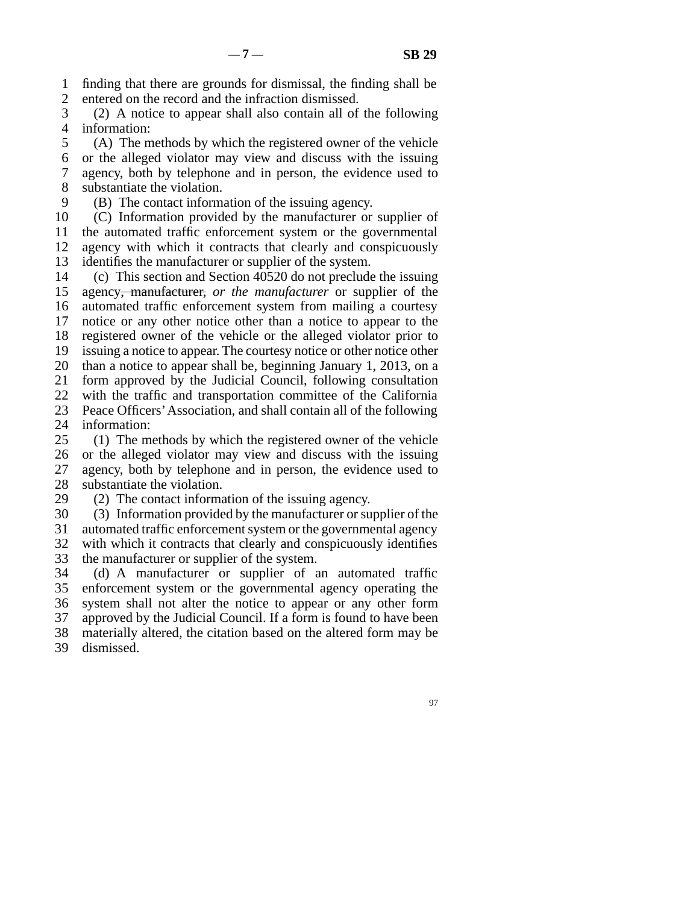finding that there are grounds for dismissal, the finding shall be entered on the record and the infraction dismissed.

(2) A notice to appear shall also contain all of the following information:

(A) The methods by which the registered owner of the vehicle or the alleged violator may view and discuss with the issuing agency, both by telephone and in person, the evidence used to substantiate the violation.

(B) The contact information of the issuing agency.

(C) Information provided by the manufacturer or supplier of the automated traffic enforcement system or the governmental agency with which it contracts that clearly and conspicuously identifies the manufacturer or supplier of the system.

(c) This section and Section 40520 do not preclude the issuing agency~~, manufacturer,~~ *or the manufacturer* or supplier of the automated traffic enforcement system from mailing a courtesy notice or any other notice other than a notice to appear to the registered owner of the vehicle or the alleged violator prior to issuing a notice to appear. The courtesy notice or other notice other than a notice to appear shall be, beginning January 1, 2013, on a form approved by the Judicial Council, following consultation with the traffic and transportation committee of the California Peace Officers' Association, and shall contain all of the following information:

(1) The methods by which the registered owner of the vehicle or the alleged violator may view and discuss with the issuing agency, both by telephone and in person, the evidence used to substantiate the violation.

(2) The contact information of the issuing agency.

(3) Information provided by the manufacturer or supplier of the automated traffic enforcement system or the governmental agency with which it contracts that clearly and conspicuously identifies the manufacturer or supplier of the system.

(d) A manufacturer or supplier of an automated traffic enforcement system or the governmental agency operating the system shall not alter the notice to appear or any other form approved by the Judicial Council. If a form is found to have been materially altered, the citation based on the altered form may be dismissed.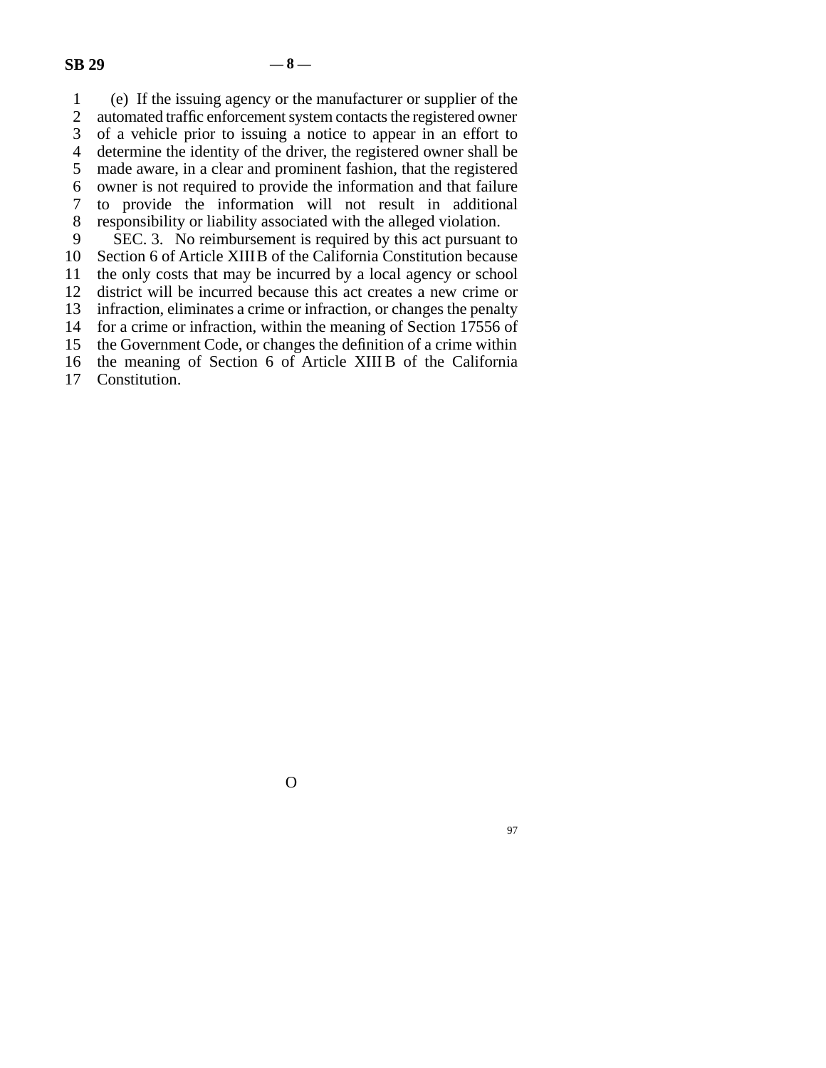(e) If the issuing agency or the manufacturer or supplier of the automated traffic enforcement system contacts the registered owner of a vehicle prior to issuing a notice to appear in an effort to determine the identity of the driver, the registered owner shall be made aware, in a clear and prominent fashion, that the registered owner is not required to provide the information and that failure to provide the information will not result in additional responsibility or liability associated with the alleged violation.

SEC. 3. No reimbursement is required by this act pursuant to Section 6 of Article XIII B of the California Constitution because the only costs that may be incurred by a local agency or school district will be incurred because this act creates a new crime or infraction, eliminates a crime or infraction, or changes the penalty for a crime or infraction, within the meaning of Section 17556 of the Government Code, or changes the definition of a crime within the meaning of Section 6 of Article XIII B of the California Constitution.

O